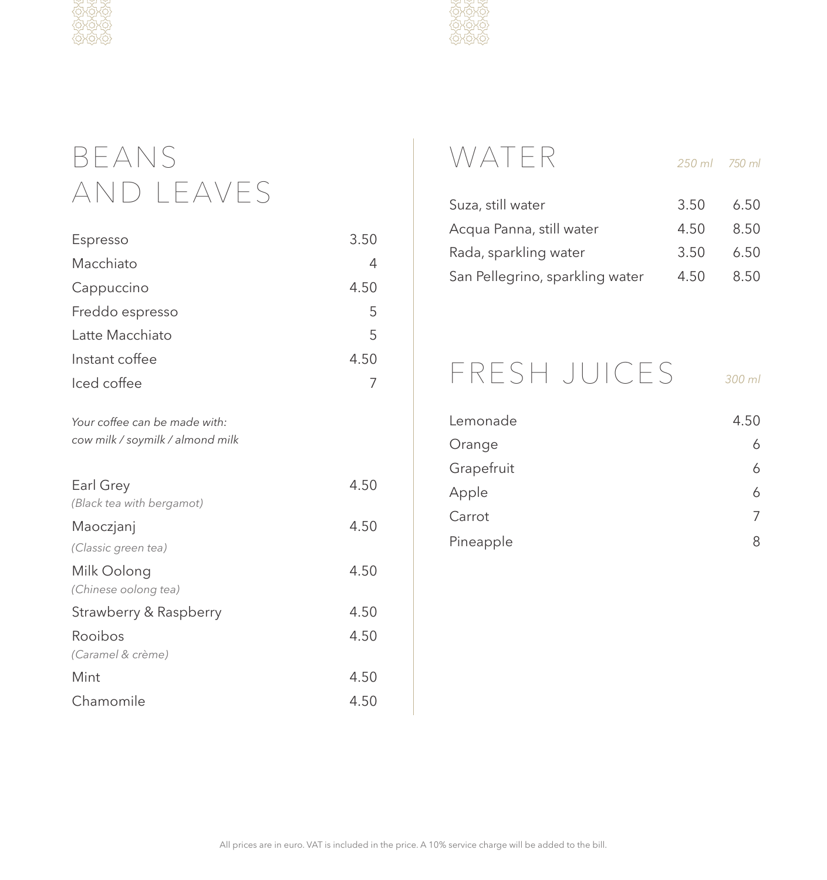# BEANS AND LEAVES

| Item | Price |
|---|---|
| Espresso | 3.50 |
| Macchiato | 4 |
| Cappuccino | 4.50 |
| Freddo espresso | 5 |
| Latte Macchiato | 5 |
| Instant coffee | 4.50 |
| Iced coffee | 7 |

*Your coffee can be made with:*
*cow milk / soymilk / almond milk*

| Item | Price |
|---|---|
| Earl Grey *(Black tea with bergamot)* | 4.50 |
| Maoczjanj *(Classic green tea)* | 4.50 |
| Milk Oolong *(Chinese oolong tea)* | 4.50 |
| Strawberry & Raspberry | 4.50 |
| Rooibos *(Caramel & crème)* | 4.50 |
| Mint | 4.50 |
| Chamomile | 4.50 |

# WATER

| Item | *250 ml* | *750 ml* |
|---|---|---|
| Suza, still water | 3.50 | 6.50 |
| Acqua Panna, still water | 4.50 | 8.50 |
| Rada, sparkling water | 3.50 | 6.50 |
| San Pellegrino, sparkling water | 4.50 | 8.50 |

# FRESH JUICES

| Item | *300 ml* |
|---|---|
| Lemonade | 4.50 |
| Orange | 6 |
| Grapefruit | 6 |
| Apple | 6 |
| Carrot | 7 |
| Pineapple | 8 |

All prices are in euro. VAT is included in the price. A 10% service charge will be added to the bill.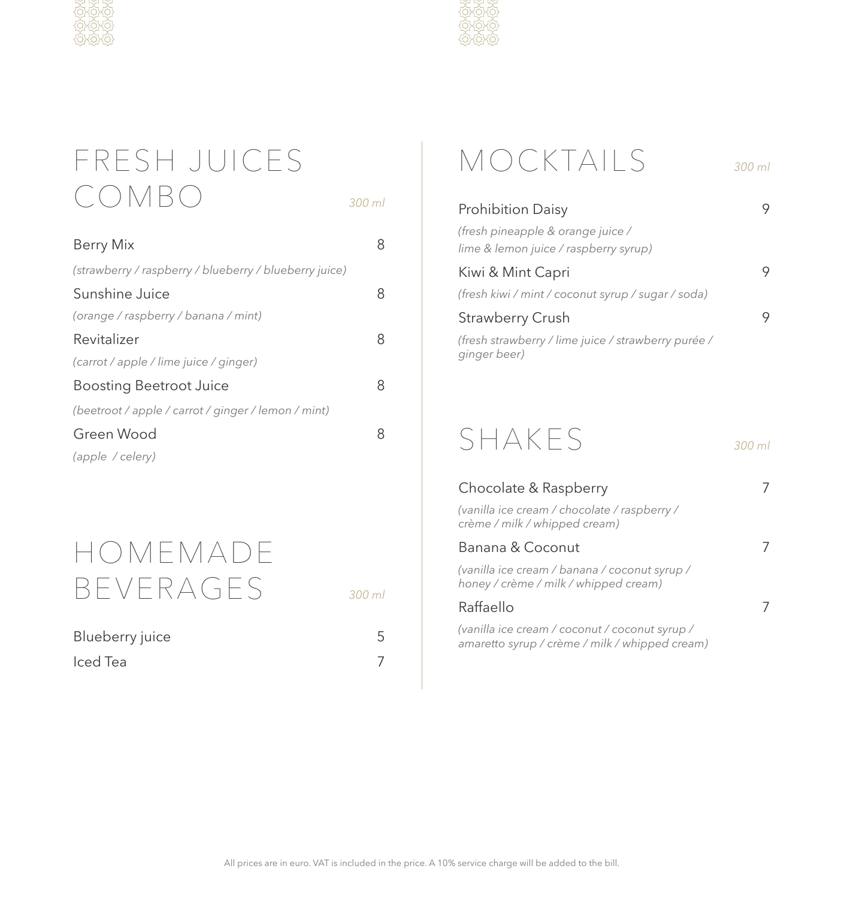## FRESH JUICES COMBO

*300 ml*

Berry Mix — 8
*(strawberry / raspberry / blueberry / blueberry juice)*

Sunshine Juice — 8
*(orange / raspberry / banana / mint)*

Revitalizer — 8
*(carrot / apple / lime juice / ginger)*

Boosting Beetroot Juice — 8
*(beetroot / apple / carrot / ginger / lemon / mint)*

Green Wood — 8
*(apple / celery)*

## HOMEMADE BEVERAGES

*300 ml*

Blueberry juice — 5

Iced Tea — 7

## MOCKTAILS

*300 ml*

Prohibition Daisy — 9
*(fresh pineapple & orange juice / lime & lemon juice / raspberry syrup)*

Kiwi & Mint Capri — 9
*(fresh kiwi / mint / coconut syrup / sugar / soda)*

Strawberry Crush — 9
*(fresh strawberry / lime juice / strawberry purée / ginger beer)*

## SHAKES

*300 ml*

Chocolate & Raspberry — 7
*(vanilla ice cream / chocolate / raspberry / crème / milk / whipped cream)*

Banana & Coconut — 7
*(vanilla ice cream / banana / coconut syrup / honey / crème / milk / whipped cream)*

Raffaello — 7
*(vanilla ice cream / coconut / coconut syrup / amaretto syrup / crème / milk / whipped cream)*

All prices are in euro. VAT is included in the price. A 10% service charge will be added to the bill.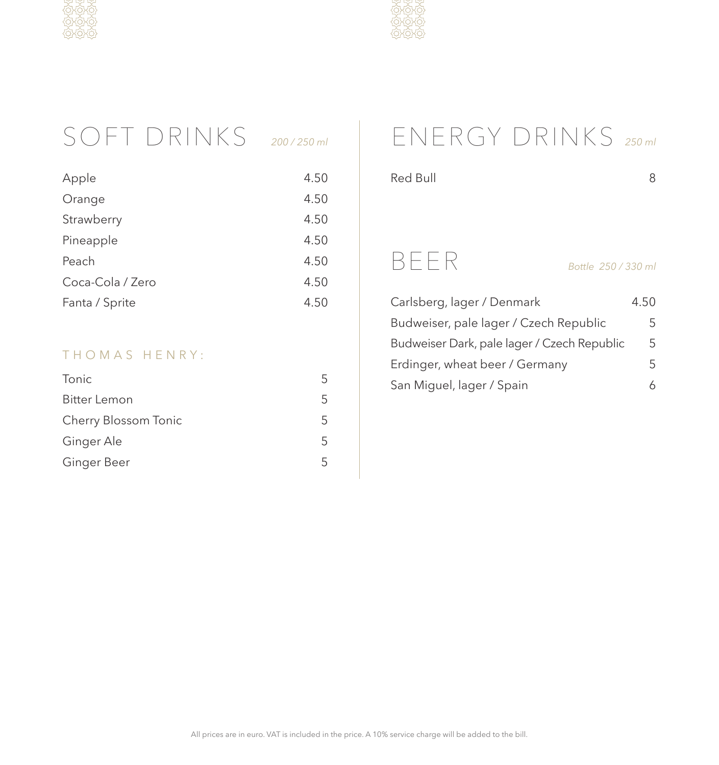## SOFT DRINKS *200 / 250 ml*

| Item | Price |
|---|---|
| Apple | 4.50 |
| Orange | 4.50 |
| Strawberry | 4.50 |
| Pineapple | 4.50 |
| Peach | 4.50 |
| Coca-Cola / Zero | 4.50 |
| Fanta / Sprite | 4.50 |

### THOMAS HENRY:

| Item | Price |
|---|---|
| Tonic | 5 |
| Bitter Lemon | 5 |
| Cherry Blossom Tonic | 5 |
| Ginger Ale | 5 |
| Ginger Beer | 5 |

## ENERGY DRINKS *250 ml*

| Item | Price |
|---|---|
| Red Bull | 8 |

## BEER *Bottle 250 / 330 ml*

| Item | Price |
|---|---|
| Carlsberg, lager / Denmark | 4.50 |
| Budweiser, pale lager / Czech Republic | 5 |
| Budweiser Dark, pale lager / Czech Republic | 5 |
| Erdinger, wheat beer / Germany | 5 |
| San Miguel, lager / Spain | 6 |

All prices are in euro. VAT is included in the price. A 10% service charge will be added to the bill.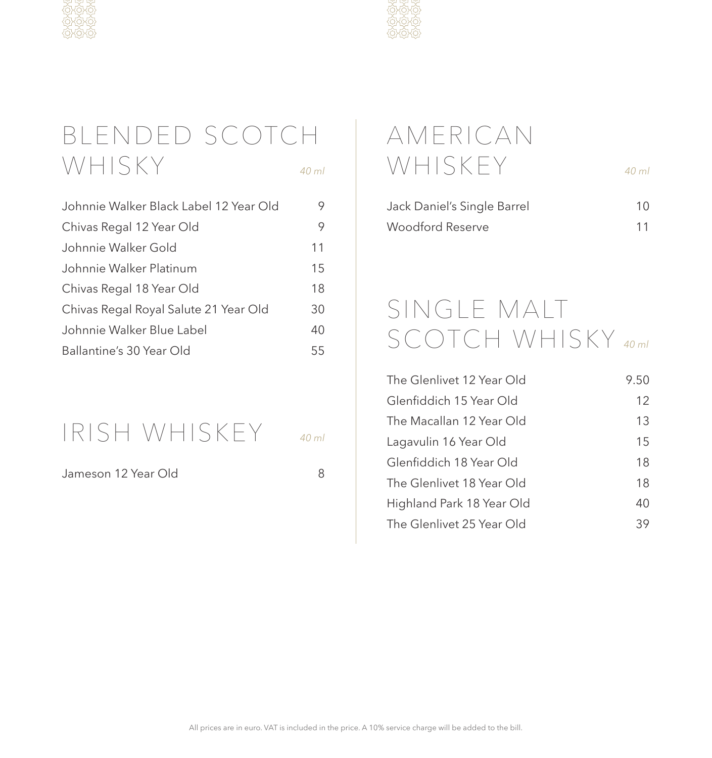## BLENDED SCOTCH WHISKY

*40 ml*

| | |
|---|---|
| Johnnie Walker Black Label 12 Year Old | 9 |
| Chivas Regal 12 Year Old | 9 |
| Johnnie Walker Gold | 11 |
| Johnnie Walker Platinum | 15 |
| Chivas Regal 18 Year Old | 18 |
| Chivas Regal Royal Salute 21 Year Old | 30 |
| Johnnie Walker Blue Label | 40 |
| Ballantine's 30 Year Old | 55 |

## IRISH WHISKEY

*40 ml*

| | |
|---|---|
| Jameson 12 Year Old | 8 |

## AMERICAN WHISKEY

*40 ml*

| | |
|---|---|
| Jack Daniel's Single Barrel | 10 |
| Woodford Reserve | 11 |

## SINGLE MALT SCOTCH WHISKY

*40 ml*

| | |
|---|---|
| The Glenlivet 12 Year Old | 9.50 |
| Glenfiddich 15 Year Old | 12 |
| The Macallan 12 Year Old | 13 |
| Lagavulin 16 Year Old | 15 |
| Glenfiddich 18 Year Old | 18 |
| The Glenlivet 18 Year Old | 18 |
| Highland Park 18 Year Old | 40 |
| The Glenlivet 25 Year Old | 39 |

All prices are in euro. VAT is included in the price. A 10% service charge will be added to the bill.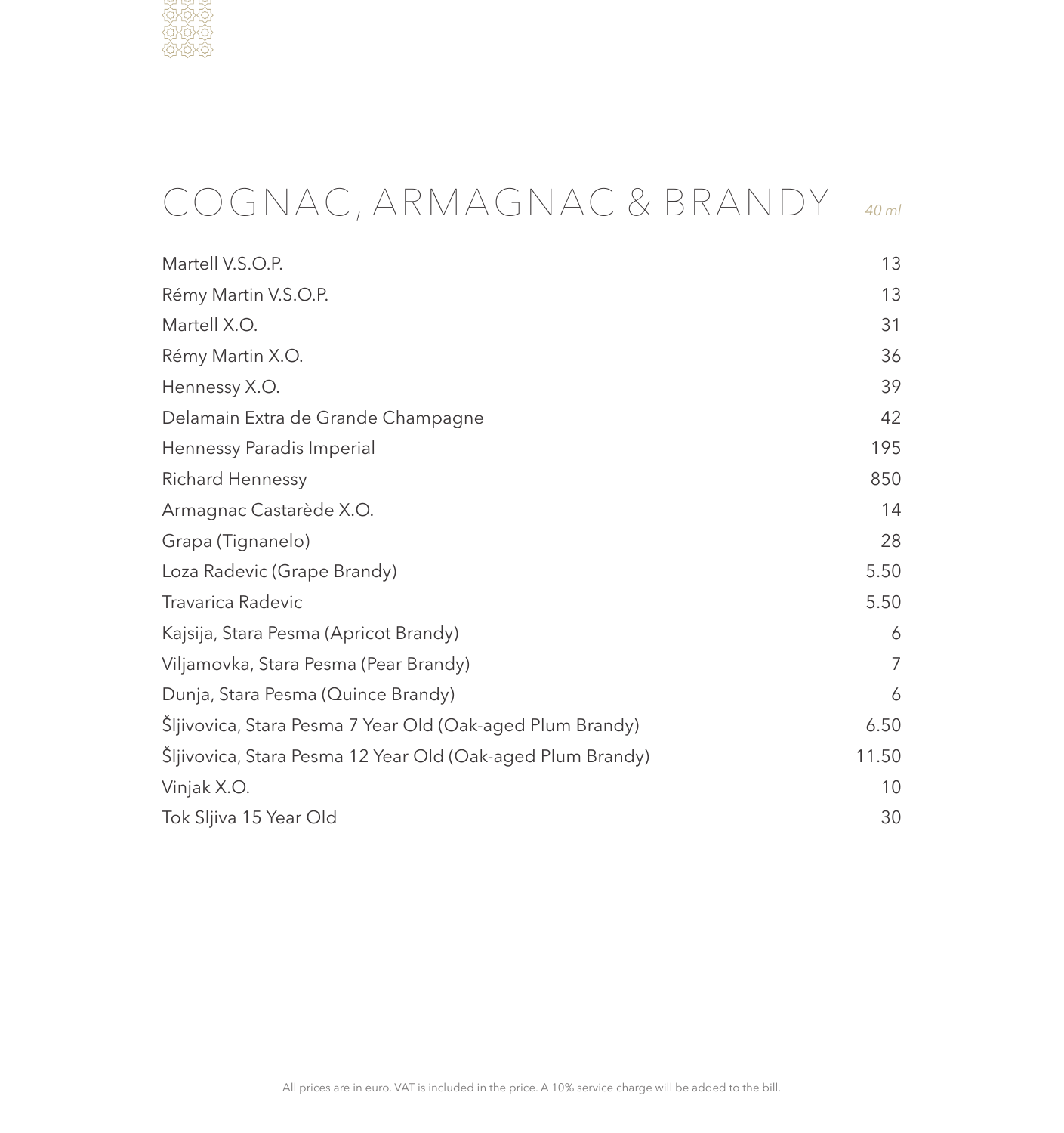# COGNAC, ARMAGNAC & BRANDY

*40 ml*

| Item | Price |
|---|---|
| Martell V.S.O.P. | 13 |
| Rémy Martin V.S.O.P. | 13 |
| Martell X.O. | 31 |
| Rémy Martin X.O. | 36 |
| Hennessy X.O. | 39 |
| Delamain Extra de Grande Champagne | 42 |
| Hennessy Paradis Imperial | 195 |
| Richard Hennessy | 850 |
| Armagnac Castarède X.O. | 14 |
| Grapa (Tignanelo) | 28 |
| Loza Radevic (Grape Brandy) | 5.50 |
| Travarica Radevic | 5.50 |
| Kajsija, Stara Pesma (Apricot Brandy) | 6 |
| Viljamovka, Stara Pesma (Pear Brandy) | 7 |
| Dunja, Stara Pesma (Quince Brandy) | 6 |
| Šljivovica, Stara Pesma 7 Year Old (Oak-aged Plum Brandy) | 6.50 |
| Šljivovica, Stara Pesma 12 Year Old (Oak-aged Plum Brandy) | 11.50 |
| Vinjak X.O. | 10 |
| Tok Sljiva 15 Year Old | 30 |

All prices are in euro. VAT is included in the price. A 10% service charge will be added to the bill.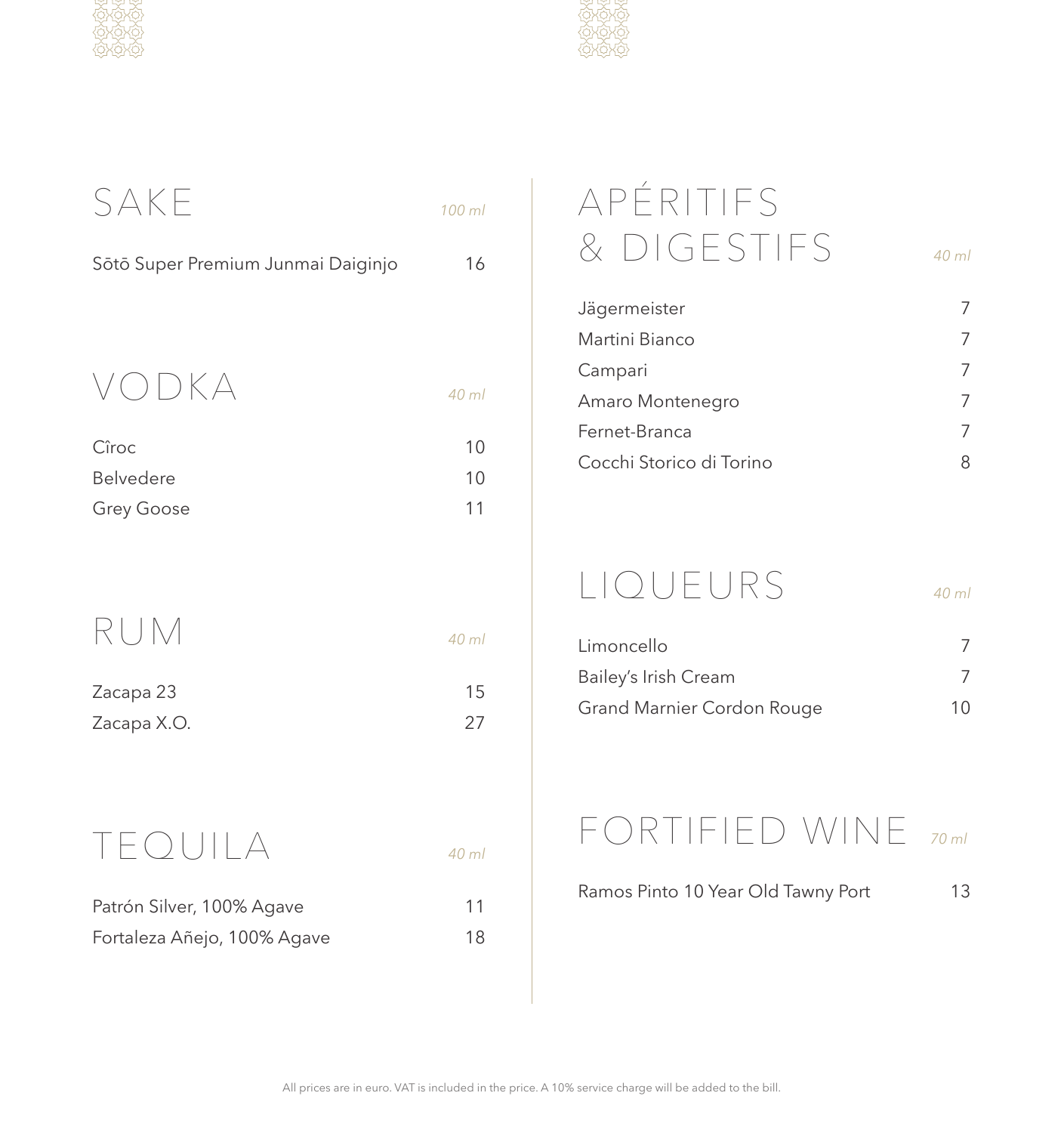## SAKE

*100 ml*

| | |
|---|---|
| Sōtō Super Premium Junmai Daiginjo | 16 |

## VODKA

*40 ml*

| | |
|---|---|
| Cîroc | 10 |
| Belvedere | 10 |
| Grey Goose | 11 |

## RUM

*40 ml*

| | |
|---|---|
| Zacapa 23 | 15 |
| Zacapa X.O. | 27 |

## TEQUILA

*40 ml*

| | |
|---|---|
| Patrón Silver, 100% Agave | 11 |
| Fortaleza Añejo, 100% Agave | 18 |

## APÉRITIFS & DIGESTIFS

*40 ml*

| | |
|---|---|
| Jägermeister | 7 |
| Martini Bianco | 7 |
| Campari | 7 |
| Amaro Montenegro | 7 |
| Fernet-Branca | 7 |
| Cocchi Storico di Torino | 8 |

## LIQUEURS

*40 ml*

| | |
|---|---|
| Limoncello | 7 |
| Bailey's Irish Cream | 7 |
| Grand Marnier Cordon Rouge | 10 |

## FORTIFIED WINE

*70 ml*

| | |
|---|---|
| Ramos Pinto 10 Year Old Tawny Port | 13 |

All prices are in euro. VAT is included in the price. A 10% service charge will be added to the bill.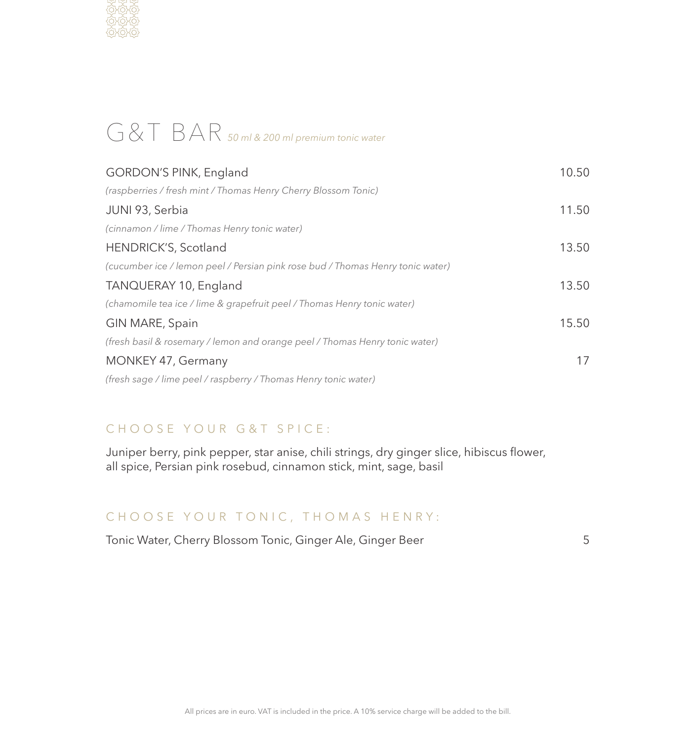# G&T BAR *50 ml & 200 ml premium tonic water*

GORDON'S PINK, England — 10.50
*(raspberries / fresh mint / Thomas Henry Cherry Blossom Tonic)*

JUNI 93, Serbia — 11.50
*(cinnamon / lime / Thomas Henry tonic water)*

HENDRICK'S, Scotland — 13.50
*(cucumber ice / lemon peel / Persian pink rose bud / Thomas Henry tonic water)*

TANQUERAY 10, England — 13.50
*(chamomile tea ice / lime & grapefruit peel / Thomas Henry tonic water)*

GIN MARE, Spain — 15.50
*(fresh basil & rosemary / lemon and orange peel / Thomas Henry tonic water)*

MONKEY 47, Germany — 17
*(fresh sage / lime peel / raspberry / Thomas Henry tonic water)*

## CHOOSE YOUR G&T SPICE:

Juniper berry, pink pepper, star anise, chili strings, dry ginger slice, hibiscus flower, all spice, Persian pink rosebud, cinnamon stick, mint, sage, basil

## CHOOSE YOUR TONIC, THOMAS HENRY:

Tonic Water, Cherry Blossom Tonic, Ginger Ale, Ginger Beer — 5

All prices are in euro. VAT is included in the price. A 10% service charge will be added to the bill.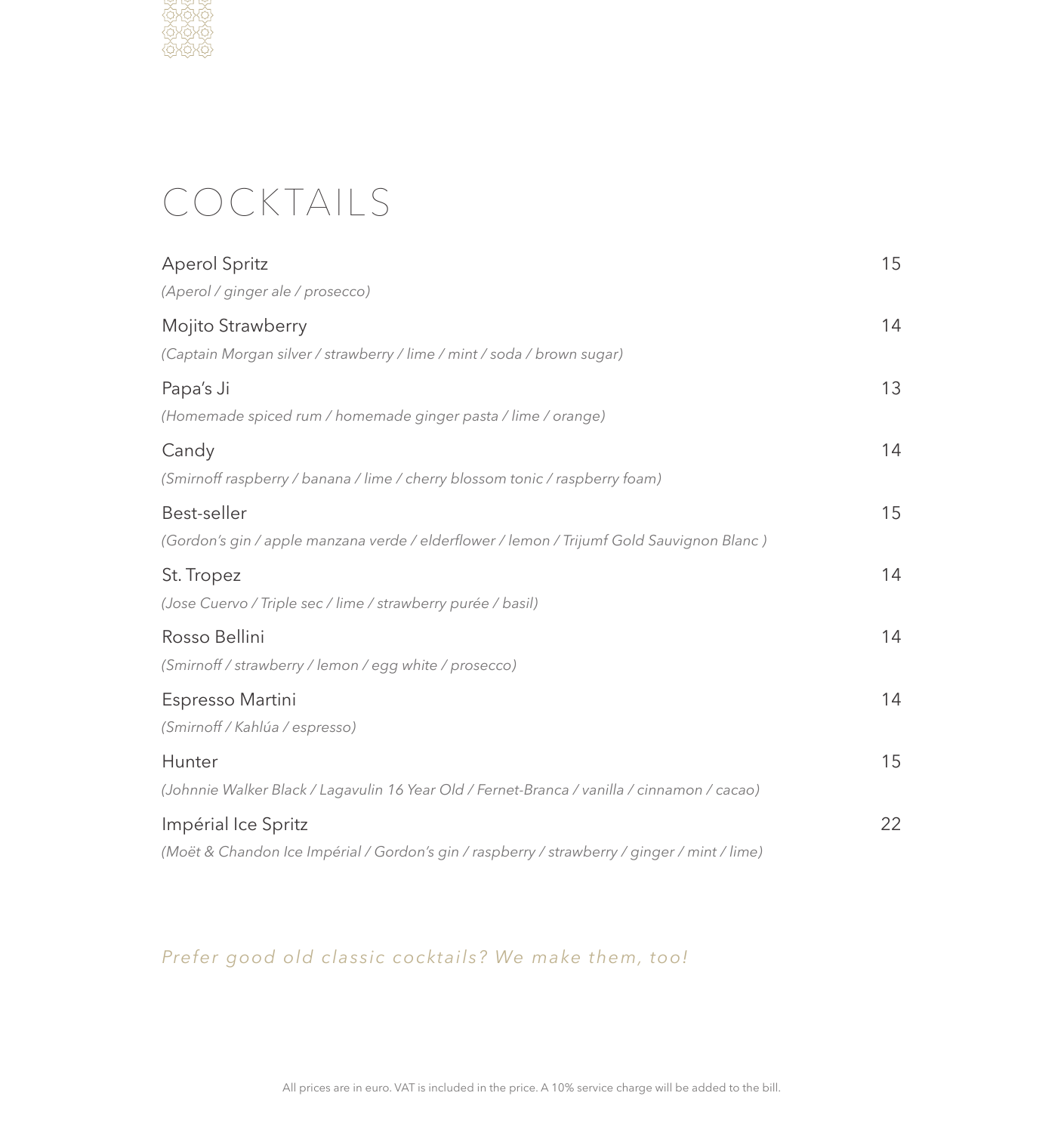# COCKTAILS

Aperol Spritz 15

*(Aperol / ginger ale / prosecco)*

Mojito Strawberry 14

*(Captain Morgan silver / strawberry / lime / mint / soda / brown sugar)*

Papa's Ji 13

*(Homemade spiced rum / homemade ginger pasta / lime / orange)*

Candy 14

*(Smirnoff raspberry / banana / lime / cherry blossom tonic / raspberry foam)*

Best-seller 15

*(Gordon's gin / apple manzana verde / elderflower / lemon / Trijumf Gold Sauvignon Blanc )*

St. Tropez 14

*(Jose Cuervo / Triple sec / lime / strawberry purée / basil)*

Rosso Bellini 14

*(Smirnoff / strawberry / lemon / egg white / prosecco)*

Espresso Martini 14

*(Smirnoff / Kahlúa / espresso)*

Hunter 15

*(Johnnie Walker Black / Lagavulin 16 Year Old / Fernet-Branca / vanilla / cinnamon / cacao)*

Impérial Ice Spritz 22

*(Moët & Chandon Ice Impérial / Gordon's gin / raspberry / strawberry / ginger / mint / lime)*

*Prefer good old classic cocktails? We make them, too!*

All prices are in euro. VAT is included in the price. A 10% service charge will be added to the bill.